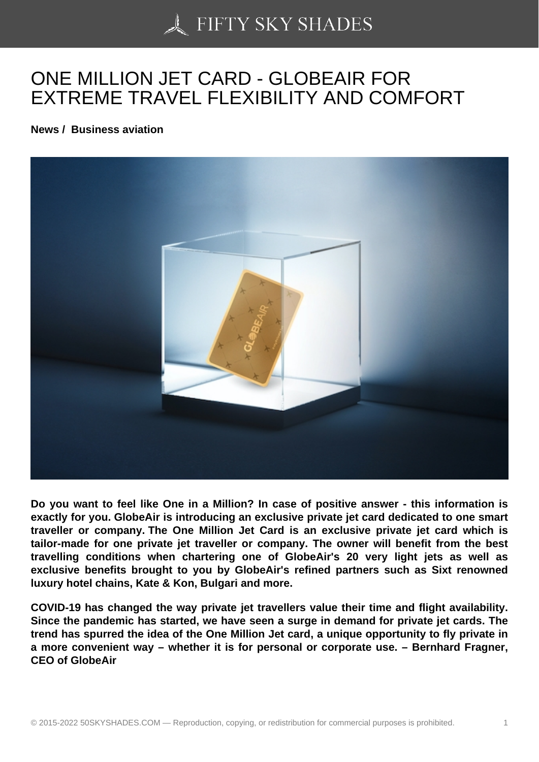# ONE MILLION JET CARD - GLOBEAIR FOR EXTREME TRAVEL FLEXIBILITY AND COMFORT

**News / Business aviation**

**Do you want to feel like One in a Million? In case of positive answer - this information is exactly for you. GlobeAir is introducing an exclusive private jet card dedicated to one smart traveller or company. The One Million Jet Card is an exclusive private jet card which is tailor-made for one private jet traveller or company. The owner will benefit from the best travelling conditions when chartering one of GlobeAir's 20 very light jets as well as exclusive benefits brought to you by GlobeAir's refined partners such as Sixt renowned luxury hotel chains, Kate & Kon, Bulgari and more.**

**COVID-19 has changed the way private jet travellers value their time and flight availability. Since the pandemic has started, we have seen a surge in demand for private jet cards. The trend has spurred the idea of the One Million Jet card, a unique opportunity to fly private in a more convenient way – whether it is for personal or corporate use. – Bernhard Fragner, CEO of GlobeAir**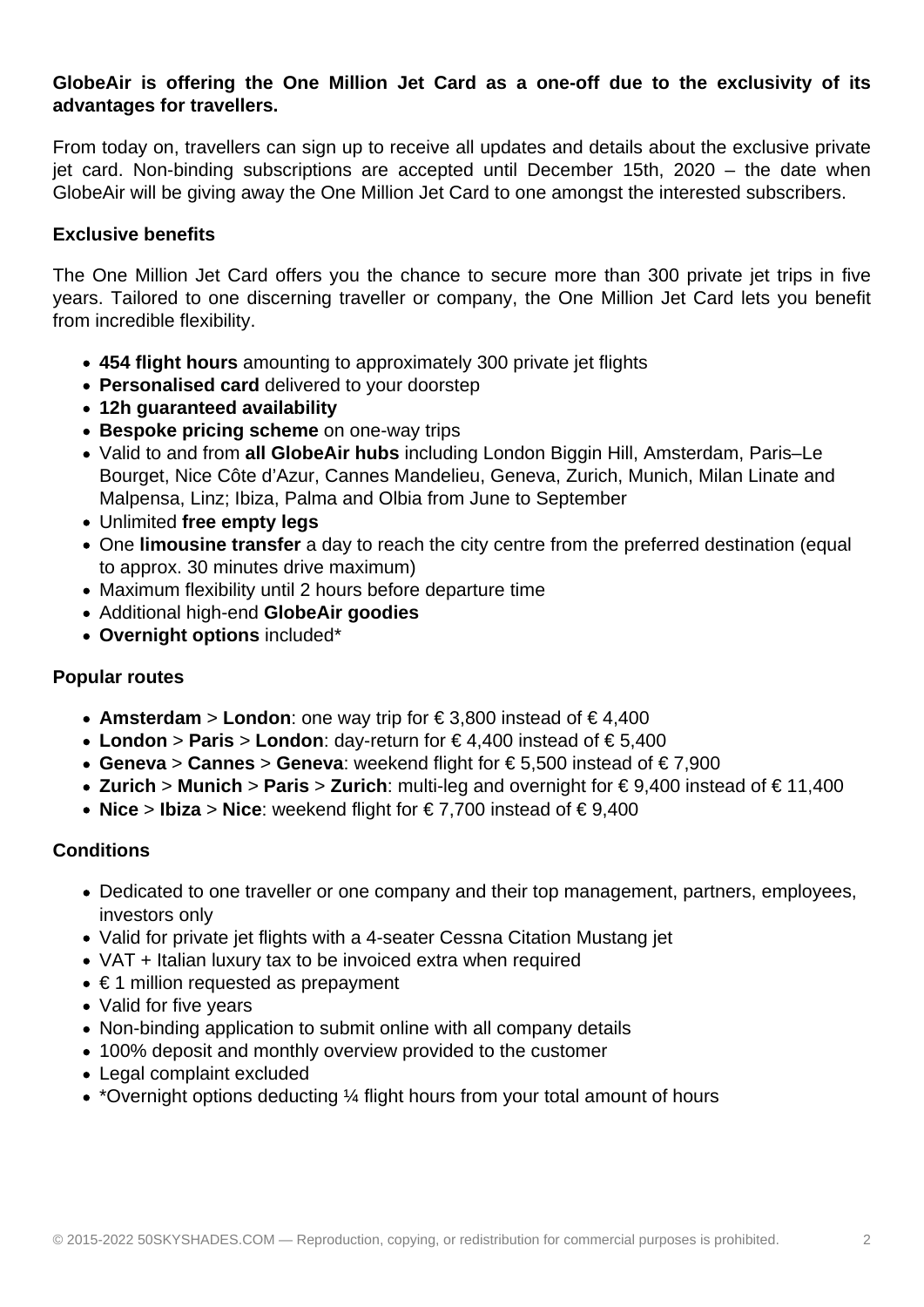**GlobeAir is offering the One Million Jet Card as a one-off due to the exclusivity of its advantages for travellers.**

From today on, travellers can sign up to receive all updates and details about the exclusive private jet card. Non-binding subscriptions are accepted until December 15th, 2020 – the date when GlobeAir will be giving away the One Million Jet Card to one amongst the interested subscribers.

### Exclusive benefits

The One Million Jet Card offers you the chance to secure more than 300 private jet trips in five years. Tailored to one discerning traveller or company, the One Million Jet Card lets you benefit from incredible flexibility.

- **454 flight hours** amounting to approximately 300 private jet flights
- **Personalised card** delivered to your doorstep
- **12h guaranteed availability**
- **Bespoke pricing scheme** on one-way trips
- Valid to and from **all GlobeAir hubs** including London Biggin Hill, Amsterdam, Paris–Le Bourget, Nice Côte d'Azur, Cannes Mandelieu, Geneva, Zurich, Munich, Milan Linate and Malpensa, Linz; Ibiza, Palma and Olbia from June to September
- Unlimited **free empty legs**
- One **limousine transfer** a day to reach the city centre from the preferred destination (equal to approx. 30 minutes drive maximum)
- Maximum flexibility until 2 hours before departure time
- Additional high-end **GlobeAir goodies**
- **Overnight options** included*

### Popular routes

- **Amsterdam** > **London**: one way trip for € 3,800 instead of € 4,400
- **London** > **Paris** > **London**: day-return for € 4,400 instead of € 5,400
- **Geneva** > **Cannes** > **Geneva**: weekend flight for € 5,500 instead of € 7,900
- **Zurich** > **Munich** > **Paris** > **Zurich**: multi-leg and overnight for € 9,400 instead of € 11,400
- **Nice** > **Ibiza** > **Nice**: weekend flight for € 7,700 instead of € 9,400

### Conditions

- Dedicated to one traveller or one company and their top management, partners, employees, investors only
- Valid for private jet flights with a 4-seater Cessna Citation Mustang jet
- VAT + Italian luxury tax to be invoiced extra when required
- € 1 million requested as prepayment
- Valid for five years
- Non-binding application to submit online with all company details
- 100% deposit and monthly overview provided to the customer
- Legal complaint excluded
- *Overnight options deducting ¼ flight hours from your total amount of hours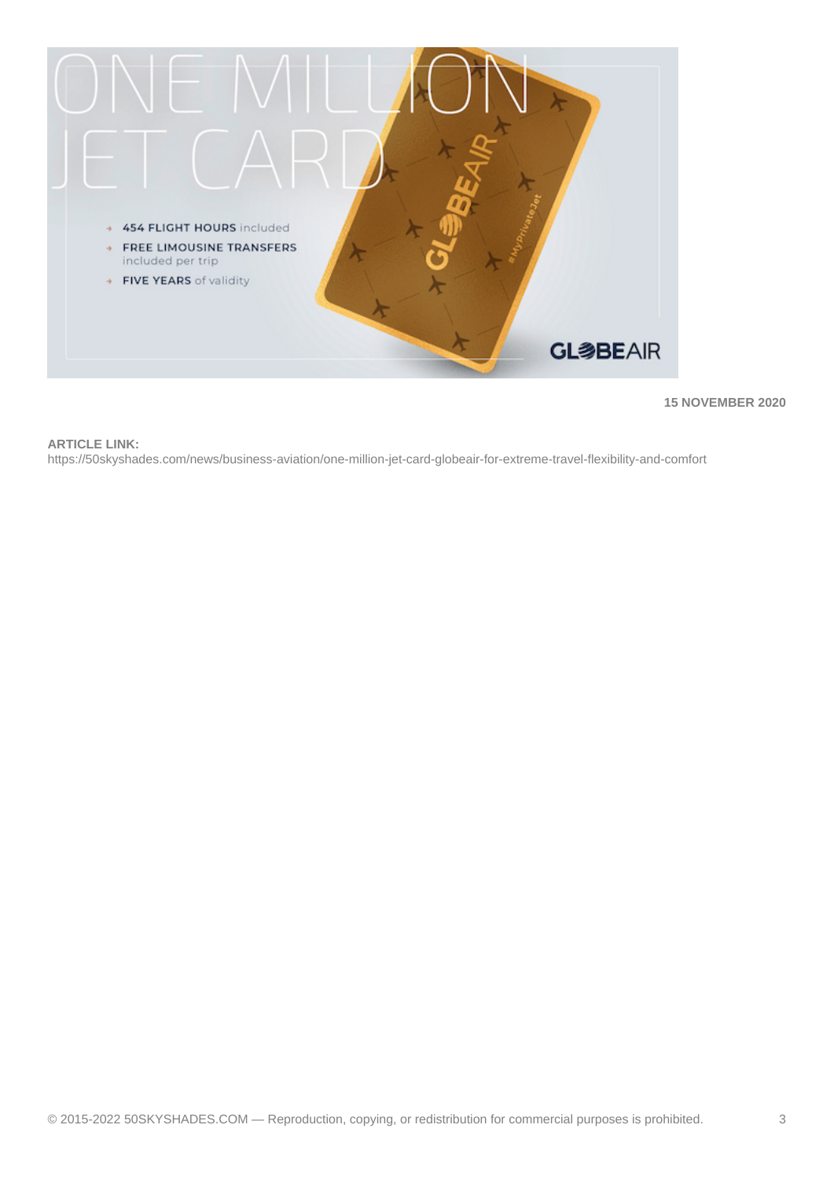15 NOVEMBER 2020

**ARTICLE LINK:**
https://50skyshades.com/news/business-aviation/one-million-jet-card-globeair-for-extreme-travel-flexibility-and-comfort

© 2015-2022 50SKYSHADES.COM — Reproduction, copying, or redistribution for commercial purposes is prohibited.